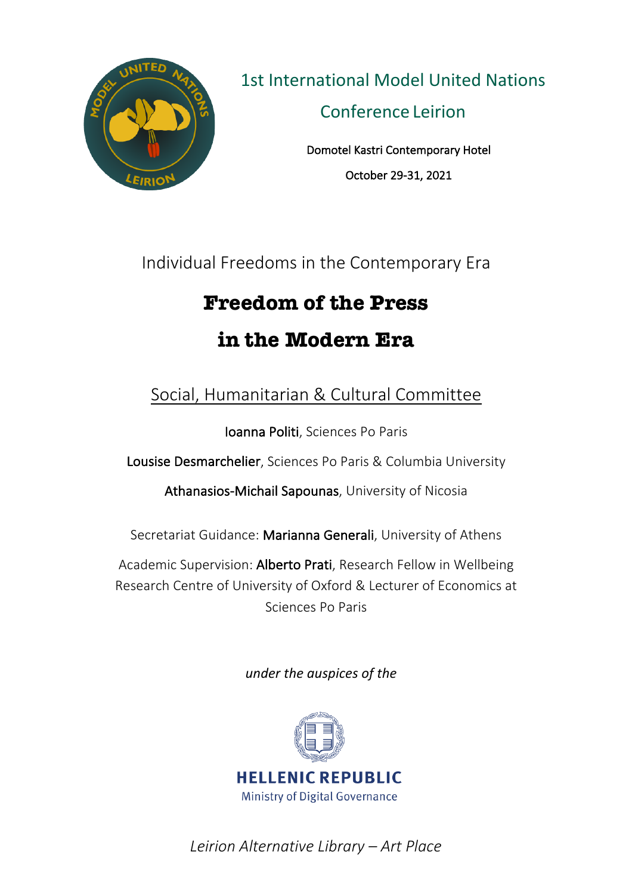1st International Model United Nations Conference Leirion

Domotel Kastri Contemporary Hotel

October 29-31, 2021

Individual Freedoms in the Contemporary Era

# Freedom of the Press in the Modern Era

## Social, Humanitarian & Cultural Committee

Ioanna Politi, Sciences Po Paris

Lousise Desmarchelier, Sciences Po Paris & Columbia University

Athanasios-Michail Sapounas, University of Nicosia

Secretariat Guidance: Marianna Generali, University of Athens

Academic Supervision: Alberto Prati, Research Fellow in Wellbeing Research Centre of University of Oxford & Lecturer of Economics at Sciences Po Paris

*under the auspices of the*

HELLENIC REPUBLIC
Ministry of Digital Governance

*Leirion Alternative Library – Art Place*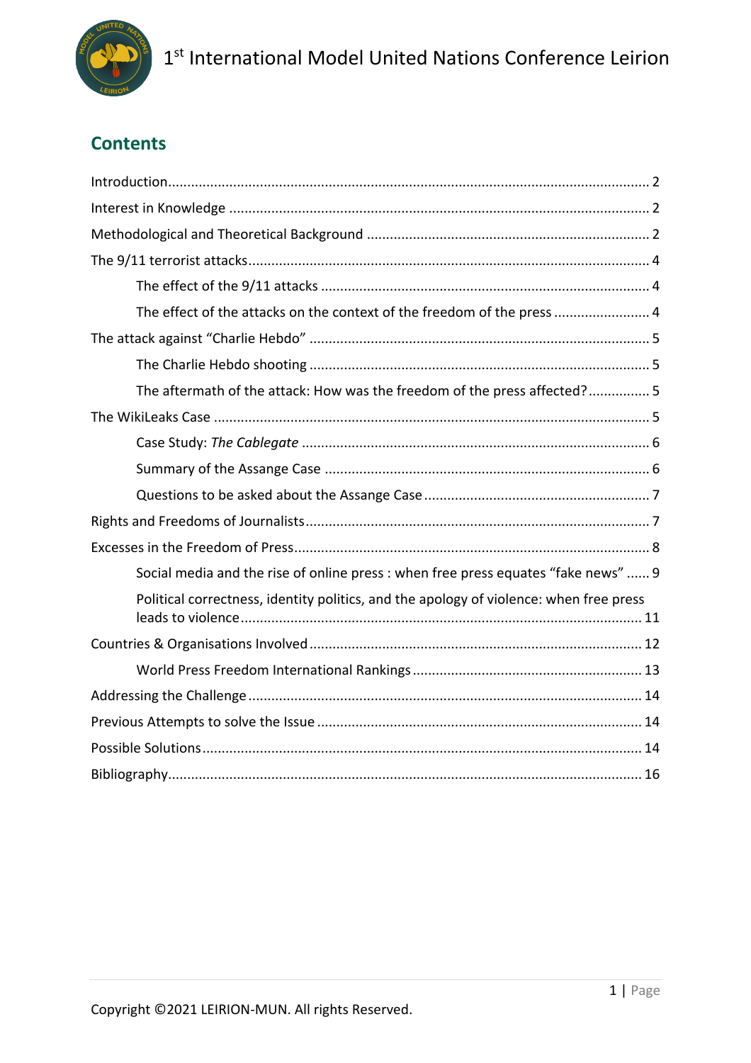## Contents

Introduction ..... 2

Interest in Knowledge ..... 2

Methodological and Theoretical Background ..... 2

The 9/11 terrorist attacks ..... 4

- The effect of the 9/11 attacks ..... 4
- The effect of the attacks on the context of the freedom of the press ..... 4

The attack against "Charlie Hebdo" ..... 5

- The Charlie Hebdo shooting ..... 5
- The aftermath of the attack: How was the freedom of the press affected? ..... 5

The WikiLeaks Case ..... 5

- Case Study: *The Cablegate* ..... 6
- Summary of the Assange Case ..... 6
- Questions to be asked about the Assange Case ..... 7

Rights and Freedoms of Journalists ..... 7

Excesses in the Freedom of Press ..... 8

- Social media and the rise of online press : when free press equates "fake news" ..... 9
- Political correctness, identity politics, and the apology of violence: when free press leads to violence ..... 11

Countries & Organisations Involved ..... 12

- World Press Freedom International Rankings ..... 13

Addressing the Challenge ..... 14

Previous Attempts to solve the Issue ..... 14

Possible Solutions ..... 14

Bibliography ..... 16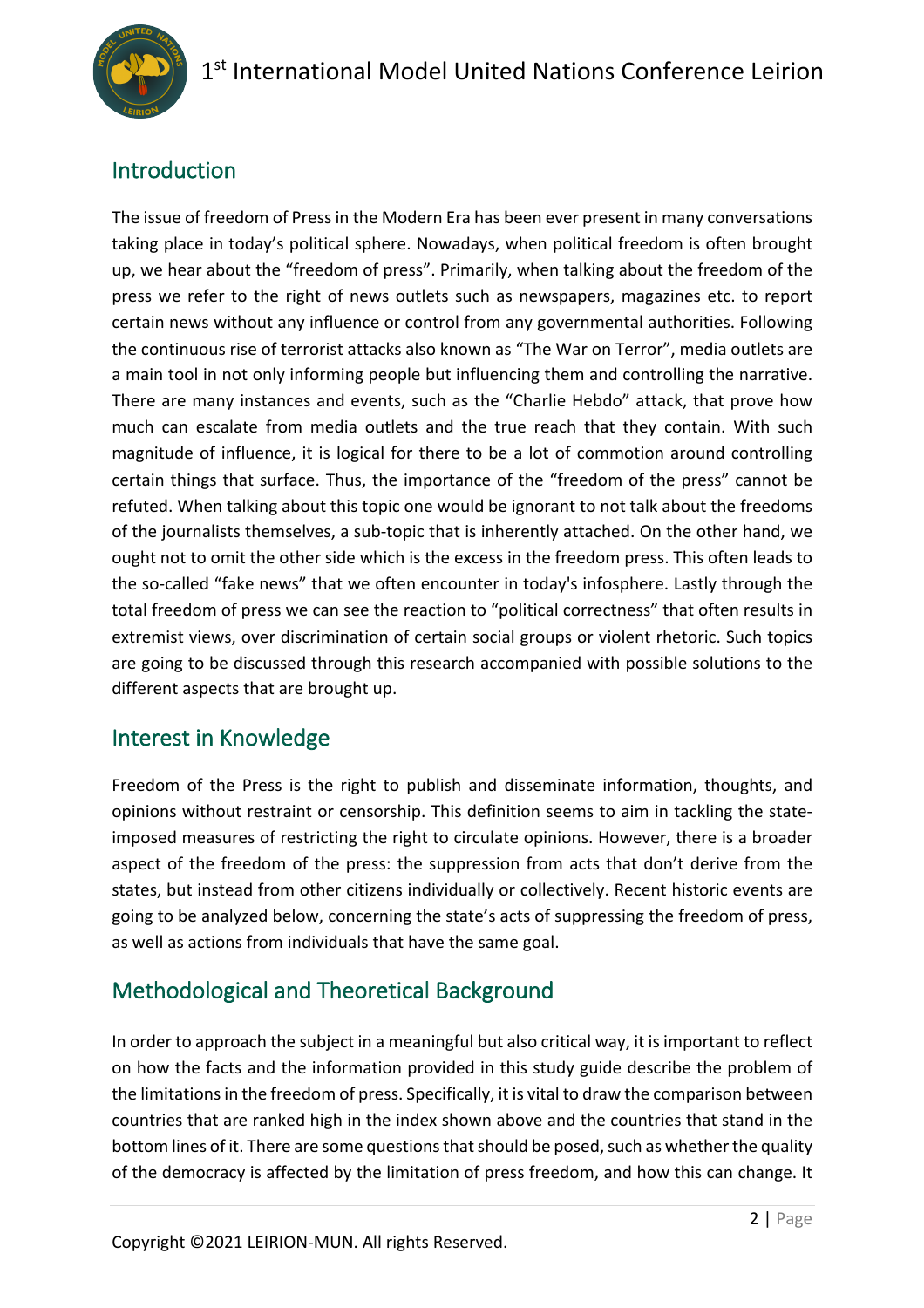## Introduction

The issue of freedom of Press in the Modern Era has been ever present in many conversations taking place in today's political sphere. Nowadays, when political freedom is often brought up, we hear about the "freedom of press". Primarily, when talking about the freedom of the press we refer to the right of news outlets such as newspapers, magazines etc. to report certain news without any influence or control from any governmental authorities. Following the continuous rise of terrorist attacks also known as "The War on Terror", media outlets are a main tool in not only informing people but influencing them and controlling the narrative. There are many instances and events, such as the "Charlie Hebdo" attack, that prove how much can escalate from media outlets and the true reach that they contain. With such magnitude of influence, it is logical for there to be a lot of commotion around controlling certain things that surface. Thus, the importance of the "freedom of the press" cannot be refuted. When talking about this topic one would be ignorant to not talk about the freedoms of the journalists themselves, a sub-topic that is inherently attached. On the other hand, we ought not to omit the other side which is the excess in the freedom press. This often leads to the so-called "fake news" that we often encounter in today's infosphere. Lastly through the total freedom of press we can see the reaction to "political correctness" that often results in extremist views, over discrimination of certain social groups or violent rhetoric. Such topics are going to be discussed through this research accompanied with possible solutions to the different aspects that are brought up.

## Interest in Knowledge

Freedom of the Press is the right to publish and disseminate information, thoughts, and opinions without restraint or censorship. This definition seems to aim in tackling the state-imposed measures of restricting the right to circulate opinions. However, there is a broader aspect of the freedom of the press: the suppression from acts that don't derive from the states, but instead from other citizens individually or collectively. Recent historic events are going to be analyzed below, concerning the state's acts of suppressing the freedom of press, as well as actions from individuals that have the same goal.

## Methodological and Theoretical Background

In order to approach the subject in a meaningful but also critical way, it is important to reflect on how the facts and the information provided in this study guide describe the problem of the limitations in the freedom of press. Specifically, it is vital to draw the comparison between countries that are ranked high in the index shown above and the countries that stand in the bottom lines of it. There are some questions that should be posed, such as whether the quality of the democracy is affected by the limitation of press freedom, and how this can change. It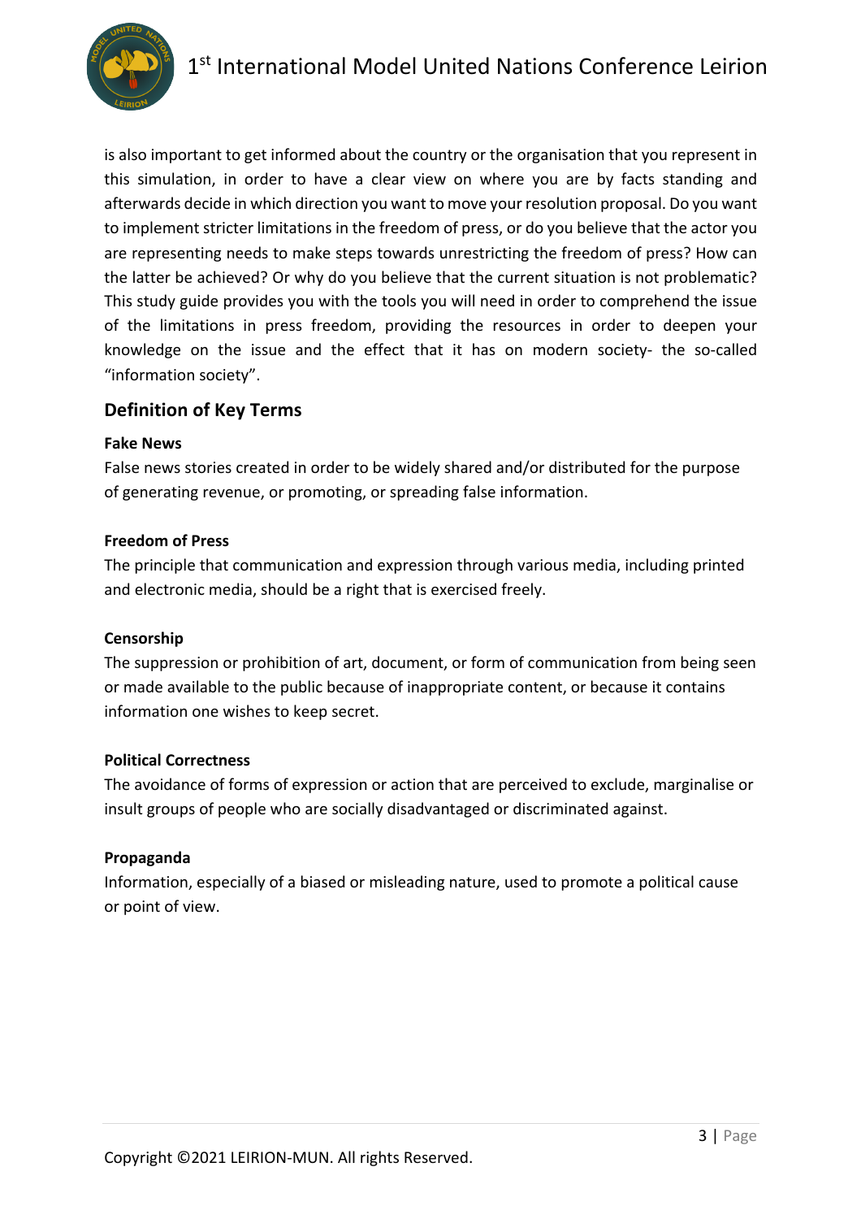is also important to get informed about the country or the organisation that you represent in this simulation, in order to have a clear view on where you are by facts standing and afterwards decide in which direction you want to move your resolution proposal. Do you want to implement stricter limitations in the freedom of press, or do you believe that the actor you are representing needs to make steps towards unrestricting the freedom of press? How can the latter be achieved? Or why do you believe that the current situation is not problematic? This study guide provides you with the tools you will need in order to comprehend the issue of the limitations in press freedom, providing the resources in order to deepen your knowledge on the issue and the effect that it has on modern society- the so-called "information society".

## Definition of Key Terms

**Fake News**

False news stories created in order to be widely shared and/or distributed for the purpose of generating revenue, or promoting, or spreading false information.

**Freedom of Press**

The principle that communication and expression through various media, including printed and electronic media, should be a right that is exercised freely.

**Censorship**

The suppression or prohibition of art, document, or form of communication from being seen or made available to the public because of inappropriate content, or because it contains information one wishes to keep secret.

**Political Correctness**

The avoidance of forms of expression or action that are perceived to exclude, marginalise or insult groups of people who are socially disadvantaged or discriminated against.

**Propaganda**

Information, especially of a biased or misleading nature, used to promote a political cause or point of view.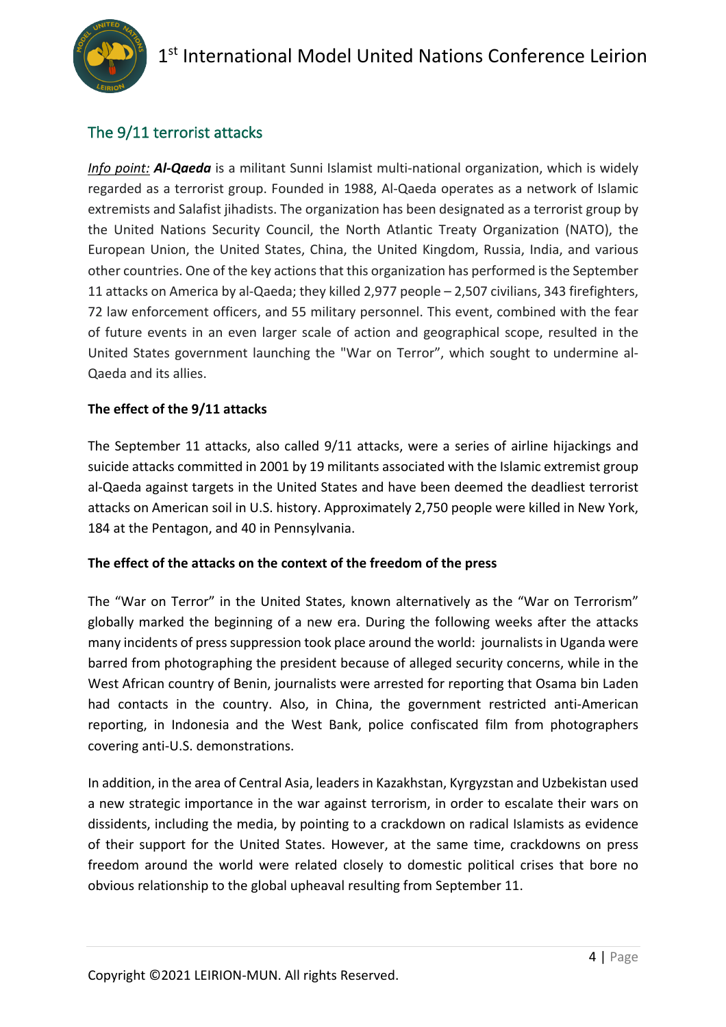## The 9/11 terrorist attacks

*Info point:* ***Al-Qaeda*** is a militant Sunni Islamist multi-national organization, which is widely regarded as a terrorist group. Founded in 1988, Al-Qaeda operates as a network of Islamic extremists and Salafist jihadists. The organization has been designated as a terrorist group by the United Nations Security Council, the North Atlantic Treaty Organization (NATO), the European Union, the United States, China, the United Kingdom, Russia, India, and various other countries. One of the key actions that this organization has performed is the September 11 attacks on America by al-Qaeda; they killed 2,977 people – 2,507 civilians, 343 firefighters, 72 law enforcement officers, and 55 military personnel. This event, combined with the fear of future events in an even larger scale of action and geographical scope, resulted in the United States government launching the "War on Terror", which sought to undermine al-Qaeda and its allies.

**The effect of the 9/11 attacks**

The September 11 attacks, also called 9/11 attacks, were a series of airline hijackings and suicide attacks committed in 2001 by 19 militants associated with the Islamic extremist group al-Qaeda against targets in the United States and have been deemed the deadliest terrorist attacks on American soil in U.S. history. Approximately 2,750 people were killed in New York, 184 at the Pentagon, and 40 in Pennsylvania.

**The effect of the attacks on the context of the freedom of the press**

The "War on Terror" in the United States, known alternatively as the "War on Terrorism" globally marked the beginning of a new era. During the following weeks after the attacks many incidents of press suppression took place around the world: journalists in Uganda were barred from photographing the president because of alleged security concerns, while in the West African country of Benin, journalists were arrested for reporting that Osama bin Laden had contacts in the country. Also, in China, the government restricted anti-American reporting, in Indonesia and the West Bank, police confiscated film from photographers covering anti-U.S. demonstrations.

In addition, in the area of Central Asia, leaders in Kazakhstan, Kyrgyzstan and Uzbekistan used a new strategic importance in the war against terrorism, in order to escalate their wars on dissidents, including the media, by pointing to a crackdown on radical Islamists as evidence of their support for the United States. However, at the same time, crackdowns on press freedom around the world were related closely to domestic political crises that bore no obvious relationship to the global upheaval resulting from September 11.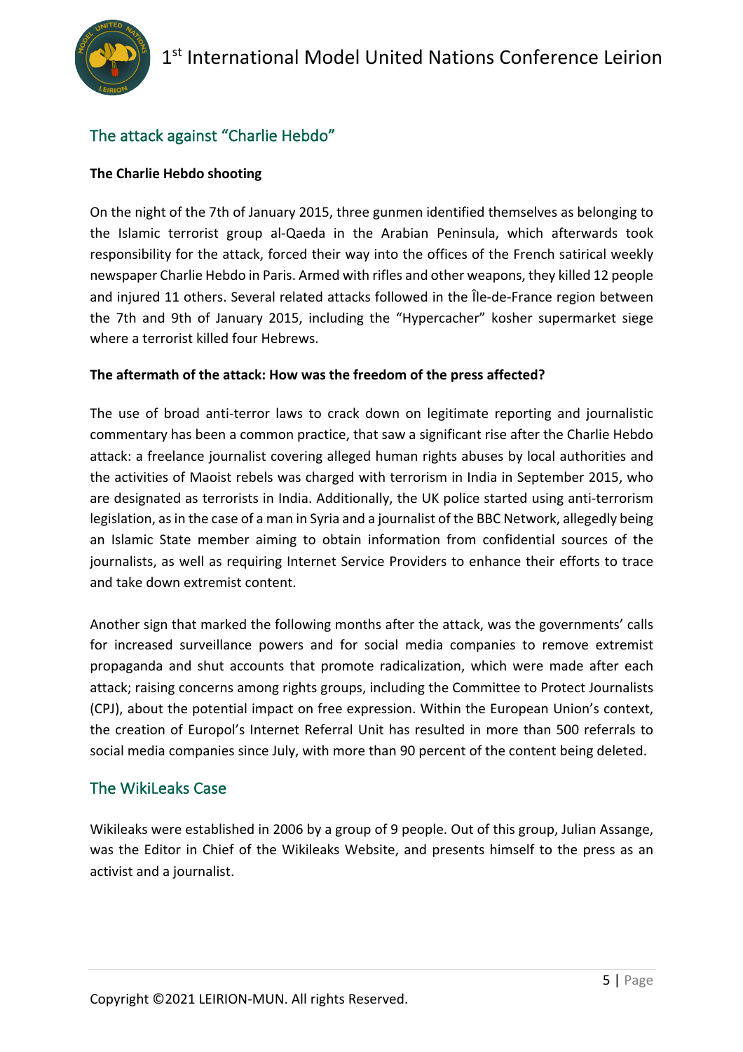## The attack against "Charlie Hebdo"

**The Charlie Hebdo shooting**

On the night of the 7th of January 2015, three gunmen identified themselves as belonging to the Islamic terrorist group al-Qaeda in the Arabian Peninsula, which afterwards took responsibility for the attack, forced their way into the offices of the French satirical weekly newspaper Charlie Hebdo in Paris. Armed with rifles and other weapons, they killed 12 people and injured 11 others. Several related attacks followed in the Île-de-France region between the 7th and 9th of January 2015, including the "Hypercacher" kosher supermarket siege where a terrorist killed four Hebrews.

**The aftermath of the attack: How was the freedom of the press affected?**

The use of broad anti-terror laws to crack down on legitimate reporting and journalistic commentary has been a common practice, that saw a significant rise after the Charlie Hebdo attack: a freelance journalist covering alleged human rights abuses by local authorities and the activities of Maoist rebels was charged with terrorism in India in September 2015, who are designated as terrorists in India. Additionally, the UK police started using anti-terrorism legislation, as in the case of a man in Syria and a journalist of the BBC Network, allegedly being an Islamic State member aiming to obtain information from confidential sources of the journalists, as well as requiring Internet Service Providers to enhance their efforts to trace and take down extremist content.

Another sign that marked the following months after the attack, was the governments' calls for increased surveillance powers and for social media companies to remove extremist propaganda and shut accounts that promote radicalization, which were made after each attack; raising concerns among rights groups, including the Committee to Protect Journalists (CPJ), about the potential impact on free expression. Within the European Union's context, the creation of Europol's Internet Referral Unit has resulted in more than 500 referrals to social media companies since July, with more than 90 percent of the content being deleted.

## The WikiLeaks Case

Wikileaks were established in 2006 by a group of 9 people. Out of this group, Julian Assange, was the Editor in Chief of the Wikileaks Website, and presents himself to the press as an activist and a journalist.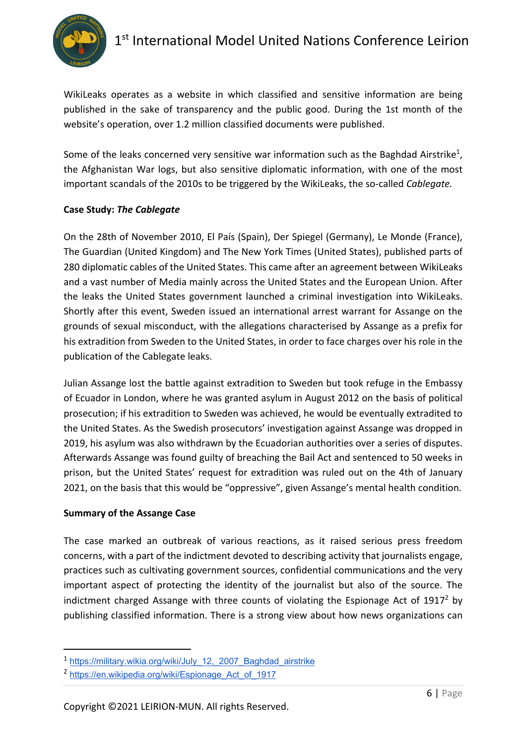WikiLeaks operates as a website in which classified and sensitive information are being published in the sake of transparency and the public good. During the 1st month of the website's operation, over 1.2 million classified documents were published.

Some of the leaks concerned very sensitive war information such as the Baghdad Airstrike[1], the Afghanistan War logs, but also sensitive diplomatic information, with one of the most important scandals of the 2010s to be triggered by the WikiLeaks, the so-called *Cablegate.*

**Case Study: *The Cablegate***

On the 28th of November 2010, El País (Spain), Der Spiegel (Germany), Le Monde (France), The Guardian (United Kingdom) and The New York Times (United States), published parts of 280 diplomatic cables of the United States. This came after an agreement between WikiLeaks and a vast number of Media mainly across the United States and the European Union. After the leaks the United States government launched a criminal investigation into WikiLeaks. Shortly after this event, Sweden issued an international arrest warrant for Assange on the grounds of sexual misconduct, with the allegations characterised by Assange as a prefix for his extradition from Sweden to the United States, in order to face charges over his role in the publication of the Cablegate leaks.

Julian Assange lost the battle against extradition to Sweden but took refuge in the Embassy of Ecuador in London, where he was granted asylum in August 2012 on the basis of political prosecution; if his extradition to Sweden was achieved, he would be eventually extradited to the United States. As the Swedish prosecutors' investigation against Assange was dropped in 2019, his asylum was also withdrawn by the Ecuadorian authorities over a series of disputes. Afterwards Assange was found guilty of breaching the Bail Act and sentenced to 50 weeks in prison, but the United States' request for extradition was ruled out on the 4th of January 2021, on the basis that this would be "oppressive", given Assange's mental health condition.

**Summary of the Assange Case**

The case marked an outbreak of various reactions, as it raised serious press freedom concerns, with a part of the indictment devoted to describing activity that journalists engage, practices such as cultivating government sources, confidential communications and the very important aspect of protecting the identity of the journalist but also of the source. The indictment charged Assange with three counts of violating the Espionage Act of 1917[2] by publishing classified information. There is a strong view about how news organizations can

---

[1] https://military.wikia.org/wiki/July_12,_2007_Baghdad_airstrike

[2] https://en.wikipedia.org/wiki/Espionage_Act_of_1917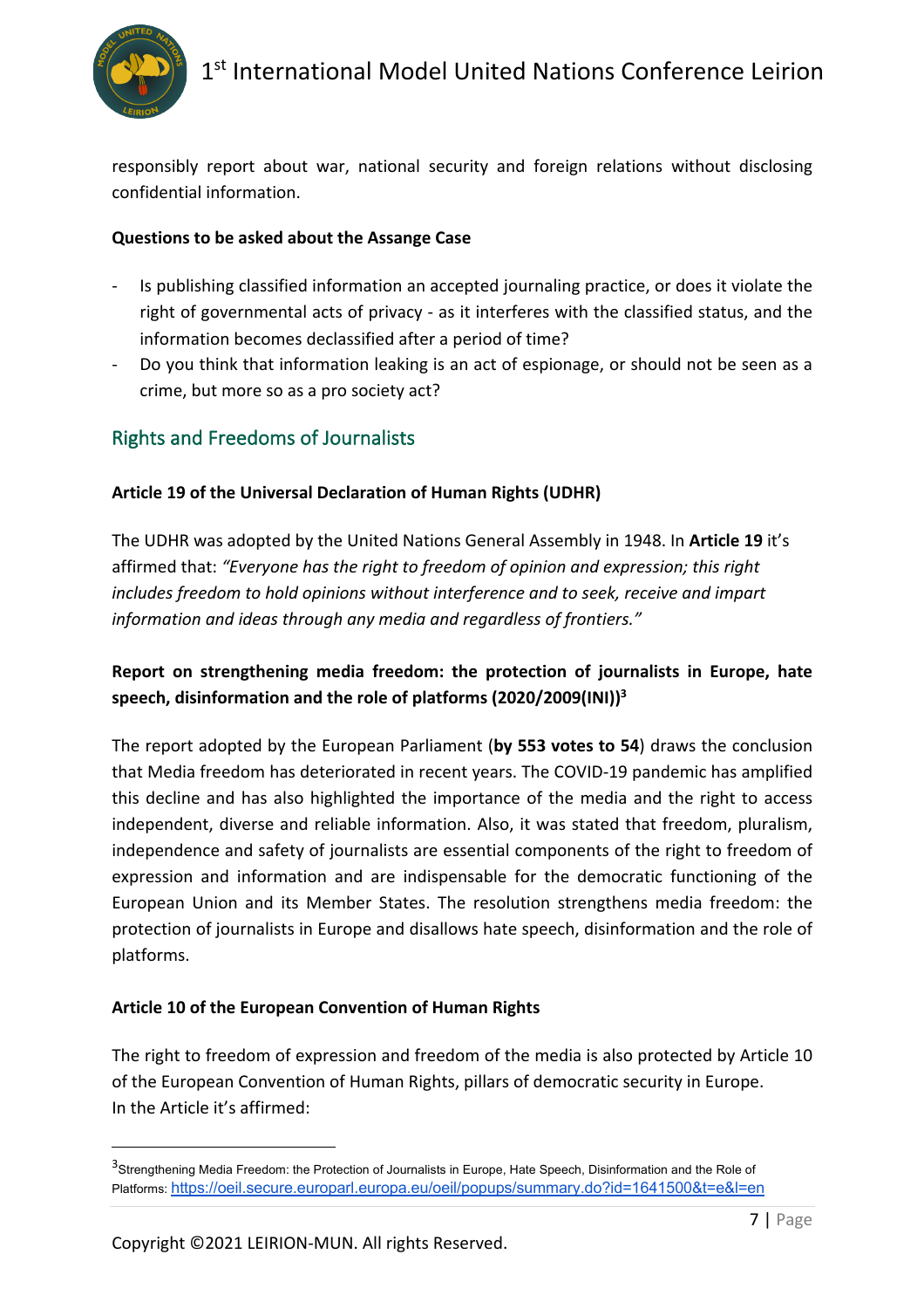responsibly report about war, national security and foreign relations without disclosing confidential information.

**Questions to be asked about the Assange Case**

- Is publishing classified information an accepted journaling practice, or does it violate the right of governmental acts of privacy - as it interferes with the classified status, and the information becomes declassified after a period of time?
- Do you think that information leaking is an act of espionage, or should not be seen as a crime, but more so as a pro society act?

## Rights and Freedoms of Journalists

**Article 19 of the Universal Declaration of Human Rights (UDHR)**

The UDHR was adopted by the United Nations General Assembly in 1948. In **Article 19** it's affirmed that: *"Everyone has the right to freedom of opinion and expression; this right includes freedom to hold opinions without interference and to seek, receive and impart information and ideas through any media and regardless of frontiers."*

**Report on strengthening media freedom: the protection of journalists in Europe, hate speech, disinformation and the role of platforms (2020/2009(INI))[3]**

The report adopted by the European Parliament (**by 553 votes to 54**) draws the conclusion that Media freedom has deteriorated in recent years. The COVID-19 pandemic has amplified this decline and has also highlighted the importance of the media and the right to access independent, diverse and reliable information. Also, it was stated that freedom, pluralism, independence and safety of journalists are essential components of the right to freedom of expression and information and are indispensable for the democratic functioning of the European Union and its Member States. The resolution strengthens media freedom: the protection of journalists in Europe and disallows hate speech, disinformation and the role of platforms.

**Article 10 of the European Convention of Human Rights**

The right to freedom of expression and freedom of the media is also protected by Article 10 of the European Convention of Human Rights, pillars of democratic security in Europe.
In the Article it's affirmed:

---

[3] Strengthening Media Freedom: the Protection of Journalists in Europe, Hate Speech, Disinformation and the Role of Platforms: https://oeil.secure.europarl.europa.eu/oeil/popups/summary.do?id=1641500&t=e&l=en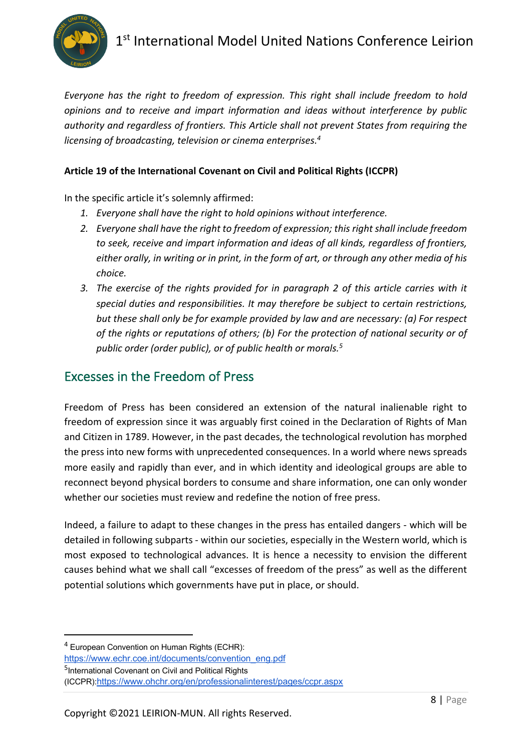*Everyone has the right to freedom of expression. This right shall include freedom to hold opinions and to receive and impart information and ideas without interference by public authority and regardless of frontiers. This Article shall not prevent States from requiring the licensing of broadcasting, television or cinema enterprises.*[4]

**Article 19 of the International Covenant on Civil and Political Rights (ICCPR)**

In the specific article it's solemnly affirmed:

1. *Everyone shall have the right to hold opinions without interference.*
2. *Everyone shall have the right to freedom of expression; this right shall include freedom to seek, receive and impart information and ideas of all kinds, regardless of frontiers, either orally, in writing or in print, in the form of art, or through any other media of his choice.*
3. *The exercise of the rights provided for in paragraph 2 of this article carries with it special duties and responsibilities. It may therefore be subject to certain restrictions, but these shall only be for example provided by law and are necessary: (a) For respect of the rights or reputations of others; (b) For the protection of national security or of public order (order public), or of public health or morals.*[5]

## Excesses in the Freedom of Press

Freedom of Press has been considered an extension of the natural inalienable right to freedom of expression since it was arguably first coined in the Declaration of Rights of Man and Citizen in 1789. However, in the past decades, the technological revolution has morphed the press into new forms with unprecedented consequences. In a world where news spreads more easily and rapidly than ever, and in which identity and ideological groups are able to reconnect beyond physical borders to consume and share information, one can only wonder whether our societies must review and redefine the notion of free press.

Indeed, a failure to adapt to these changes in the press has entailed dangers - which will be detailed in following subparts - within our societies, especially in the Western world, which is most exposed to technological advances. It is hence a necessity to envision the different causes behind what we shall call "excesses of freedom of the press" as well as the different potential solutions which governments have put in place, or should.

---

[4] European Convention on Human Rights (ECHR): https://www.echr.coe.int/documents/convention_eng.pdf

[5] International Covenant on Civil and Political Rights (ICCPR):https://www.ohchr.org/en/professionalinterest/pages/ccpr.aspx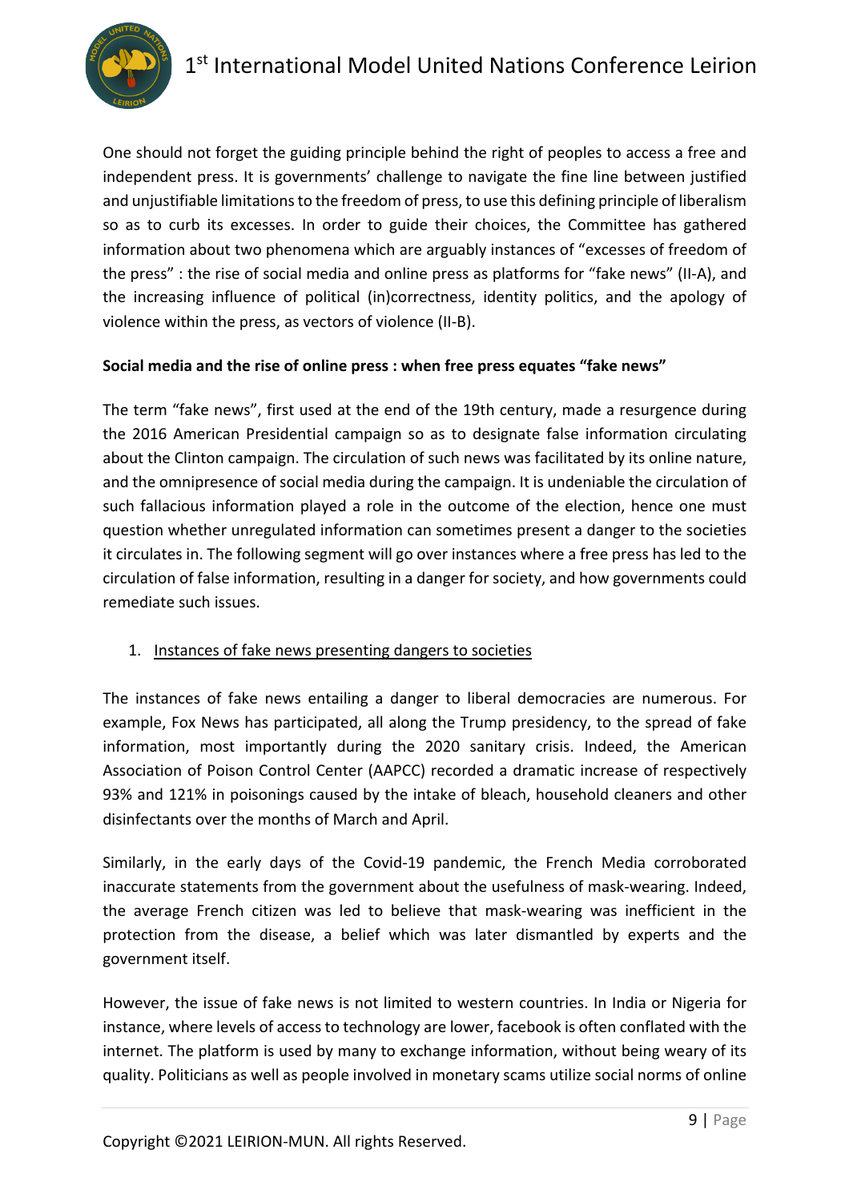One should not forget the guiding principle behind the right of peoples to access a free and independent press. It is governments' challenge to navigate the fine line between justified and unjustifiable limitations to the freedom of press, to use this defining principle of liberalism so as to curb its excesses. In order to guide their choices, the Committee has gathered information about two phenomena which are arguably instances of "excesses of freedom of the press" : the rise of social media and online press as platforms for "fake news" (II-A), and the increasing influence of political (in)correctness, identity politics, and the apology of violence within the press, as vectors of violence (II-B).

**Social media and the rise of online press : when free press equates "fake news"**

The term "fake news", first used at the end of the 19th century, made a resurgence during the 2016 American Presidential campaign so as to designate false information circulating about the Clinton campaign. The circulation of such news was facilitated by its online nature, and the omnipresence of social media during the campaign. It is undeniable the circulation of such fallacious information played a role in the outcome of the election, hence one must question whether unregulated information can sometimes present a danger to the societies it circulates in. The following segment will go over instances where a free press has led to the circulation of false information, resulting in a danger for society, and how governments could remediate such issues.

1. <u>Instances of fake news presenting dangers to societies</u>

The instances of fake news entailing a danger to liberal democracies are numerous. For example, Fox News has participated, all along the Trump presidency, to the spread of fake information, most importantly during the 2020 sanitary crisis. Indeed, the American Association of Poison Control Center (AAPCC) recorded a dramatic increase of respectively 93% and 121% in poisonings caused by the intake of bleach, household cleaners and other disinfectants over the months of March and April.

Similarly, in the early days of the Covid-19 pandemic, the French Media corroborated inaccurate statements from the government about the usefulness of mask-wearing. Indeed, the average French citizen was led to believe that mask-wearing was inefficient in the protection from the disease, a belief which was later dismantled by experts and the government itself.

However, the issue of fake news is not limited to western countries. In India or Nigeria for instance, where levels of access to technology are lower, facebook is often conflated with the internet. The platform is used by many to exchange information, without being weary of its quality. Politicians as well as people involved in monetary scams utilize social norms of online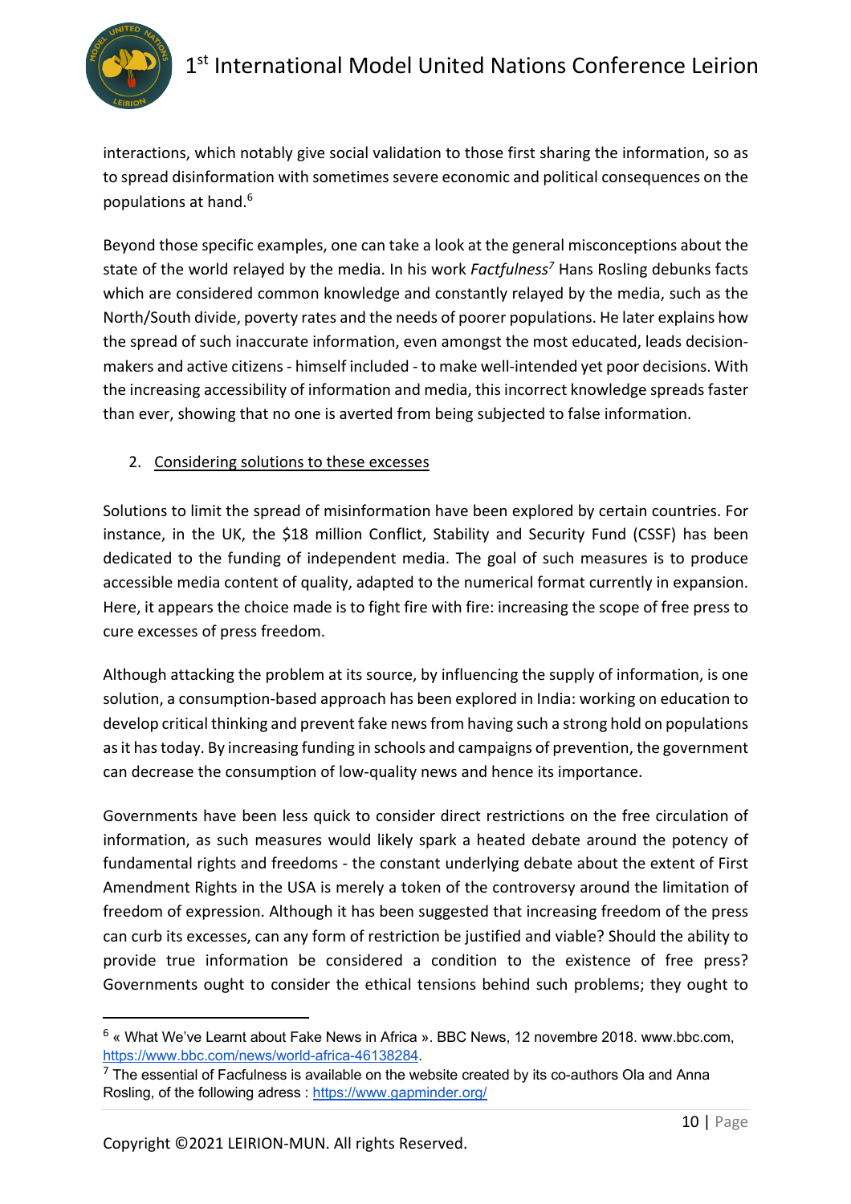interactions, which notably give social validation to those first sharing the information, so as to spread disinformation with sometimes severe economic and political consequences on the populations at hand.[6]

Beyond those specific examples, one can take a look at the general misconceptions about the state of the world relayed by the media. In his work *Factfulness*[7] Hans Rosling debunks facts which are considered common knowledge and constantly relayed by the media, such as the North/South divide, poverty rates and the needs of poorer populations. He later explains how the spread of such inaccurate information, even amongst the most educated, leads decision-makers and active citizens - himself included - to make well-intended yet poor decisions. With the increasing accessibility of information and media, this incorrect knowledge spreads faster than ever, showing that no one is averted from being subjected to false information.

2. <u>Considering solutions to these excesses</u>

Solutions to limit the spread of misinformation have been explored by certain countries. For instance, in the UK, the $18 million Conflict, Stability and Security Fund (CSSF) has been dedicated to the funding of independent media. The goal of such measures is to produce accessible media content of quality, adapted to the numerical format currently in expansion. Here, it appears the choice made is to fight fire with fire: increasing the scope of free press to cure excesses of press freedom.

Although attacking the problem at its source, by influencing the supply of information, is one solution, a consumption-based approach has been explored in India: working on education to develop critical thinking and prevent fake news from having such a strong hold on populations as it has today. By increasing funding in schools and campaigns of prevention, the government can decrease the consumption of low-quality news and hence its importance.

Governments have been less quick to consider direct restrictions on the free circulation of information, as such measures would likely spark a heated debate around the potency of fundamental rights and freedoms - the constant underlying debate about the extent of First Amendment Rights in the USA is merely a token of the controversy around the limitation of freedom of expression. Although it has been suggested that increasing freedom of the press can curb its excesses, can any form of restriction be justified and viable? Should the ability to provide true information be considered a condition to the existence of free press? Governments ought to consider the ethical tensions behind such problems; they ought to

---

[6] « What We've Learnt about Fake News in Africa ». BBC News, 12 novembre 2018. www.bbc.com, https://www.bbc.com/news/world-africa-46138284.

[7] The essential of Facfulness is available on the website created by its co-authors Ola and Anna Rosling, of the following adress : https://www.gapminder.org/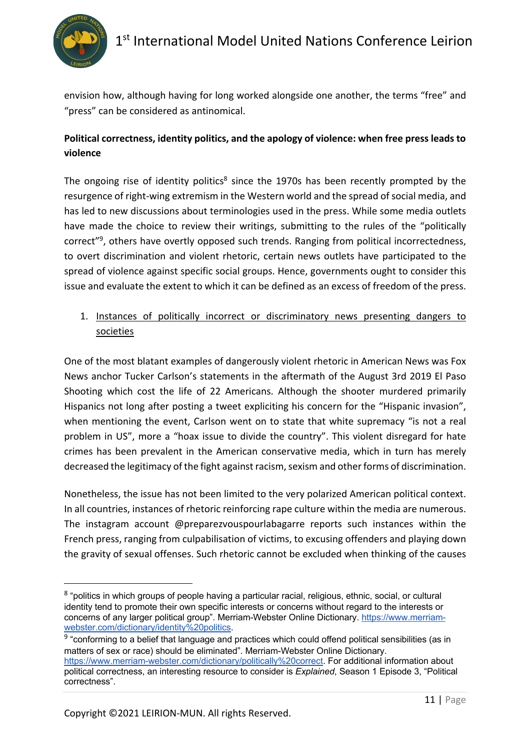envision how, although having for long worked alongside one another, the terms "free" and "press" can be considered as antinomical.

**Political correctness, identity politics, and the apology of violence: when free press leads to violence**

The ongoing rise of identity politics[8] since the 1970s has been recently prompted by the resurgence of right-wing extremism in the Western world and the spread of social media, and has led to new discussions about terminologies used in the press. While some media outlets have made the choice to review their writings, submitting to the rules of the "politically correct"[9], others have overtly opposed such trends. Ranging from political incorrectedness, to overt discrimination and violent rhetoric, certain news outlets have participated to the spread of violence against specific social groups. Hence, governments ought to consider this issue and evaluate the extent to which it can be defined as an excess of freedom of the press.

1. Instances of politically incorrect or discriminatory news presenting dangers to societies

One of the most blatant examples of dangerously violent rhetoric in American News was Fox News anchor Tucker Carlson's statements in the aftermath of the August 3rd 2019 El Paso Shooting which cost the life of 22 Americans. Although the shooter murdered primarily Hispanics not long after posting a tweet expliciting his concern for the "Hispanic invasion", when mentioning the event, Carlson went on to state that white supremacy "is not a real problem in US", more a "hoax issue to divide the country". This violent disregard for hate crimes has been prevalent in the American conservative media, which in turn has merely decreased the legitimacy of the fight against racism, sexism and other forms of discrimination.

Nonetheless, the issue has not been limited to the very polarized American political context. In all countries, instances of rhetoric reinforcing rape culture within the media are numerous. The instagram account @preparezvouspourlabagarre reports such instances within the French press, ranging from culpabilisation of victims, to excusing offenders and playing down the gravity of sexual offenses. Such rhetoric cannot be excluded when thinking of the causes

---

[8] "politics in which groups of people having a particular racial, religious, ethnic, social, or cultural identity tend to promote their own specific interests or concerns without regard to the interests or concerns of any larger political group". Merriam-Webster Online Dictionary. https://www.merriam-webster.com/dictionary/identity%20politics.

[9] "conforming to a belief that language and practices which could offend political sensibilities (as in matters of sex or race) should be eliminated". Merriam-Webster Online Dictionary. https://www.merriam-webster.com/dictionary/politically%20correct. For additional information about political correctness, an interesting resource to consider is *Explained*, Season 1 Episode 3, "Political correctness".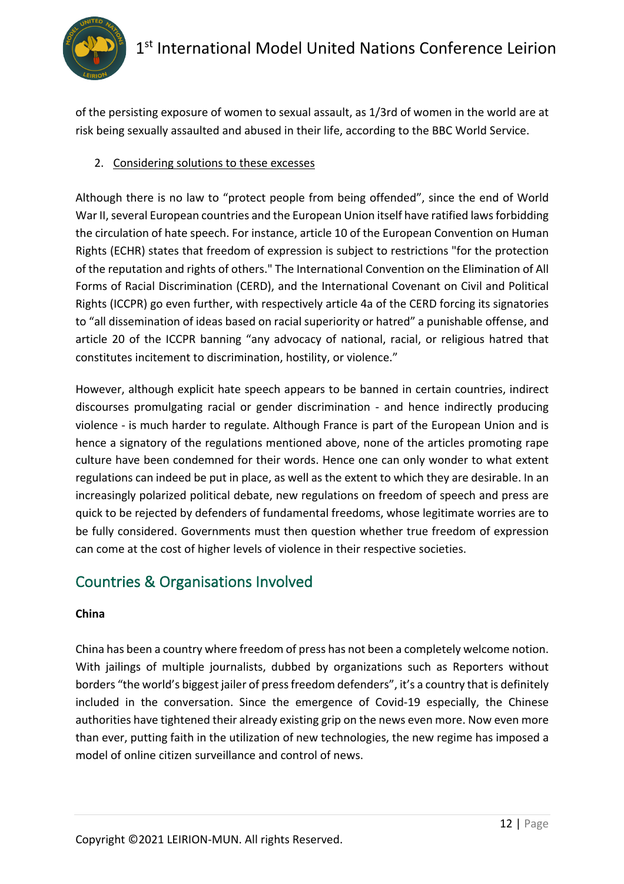of the persisting exposure of women to sexual assault, as 1/3rd of women in the world are at risk being sexually assaulted and abused in their life, according to the BBC World Service.

2. Considering solutions to these excesses

Although there is no law to "protect people from being offended", since the end of World War II, several European countries and the European Union itself have ratified laws forbidding the circulation of hate speech. For instance, article 10 of the European Convention on Human Rights (ECHR) states that freedom of expression is subject to restrictions "for the protection of the reputation and rights of others." The International Convention on the Elimination of All Forms of Racial Discrimination (CERD), and the International Covenant on Civil and Political Rights (ICCPR) go even further, with respectively article 4a of the CERD forcing its signatories to "all dissemination of ideas based on racial superiority or hatred" a punishable offense, and article 20 of the ICCPR banning "any advocacy of national, racial, or religious hatred that constitutes incitement to discrimination, hostility, or violence."

However, although explicit hate speech appears to be banned in certain countries, indirect discourses promulgating racial or gender discrimination - and hence indirectly producing violence - is much harder to regulate. Although France is part of the European Union and is hence a signatory of the regulations mentioned above, none of the articles promoting rape culture have been condemned for their words. Hence one can only wonder to what extent regulations can indeed be put in place, as well as the extent to which they are desirable. In an increasingly polarized political debate, new regulations on freedom of speech and press are quick to be rejected by defenders of fundamental freedoms, whose legitimate worries are to be fully considered. Governments must then question whether true freedom of expression can come at the cost of higher levels of violence in their respective societies.

## Countries & Organisations Involved

**China**

China has been a country where freedom of press has not been a completely welcome notion. With jailings of multiple journalists, dubbed by organizations such as Reporters without borders "the world's biggest jailer of press freedom defenders", it's a country that is definitely included in the conversation. Since the emergence of Covid-19 especially, the Chinese authorities have tightened their already existing grip on the news even more. Now even more than ever, putting faith in the utilization of new technologies, the new regime has imposed a model of online citizen surveillance and control of news.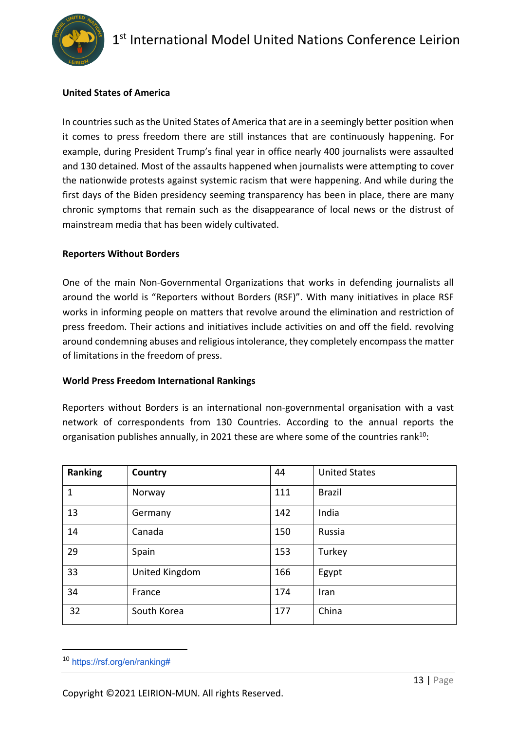**United States of America**

In countries such as the United States of America that are in a seemingly better position when it comes to press freedom there are still instances that are continuously happening. For example, during President Trump's final year in office nearly 400 journalists were assaulted and 130 detained. Most of the assaults happened when journalists were attempting to cover the nationwide protests against systemic racism that were happening. And while during the first days of the Biden presidency seeming transparency has been in place, there are many chronic symptoms that remain such as the disappearance of local news or the distrust of mainstream media that has been widely cultivated.

**Reporters Without Borders**

One of the main Non-Governmental Organizations that works in defending journalists all around the world is "Reporters without Borders (RSF)". With many initiatives in place RSF works in informing people on matters that revolve around the elimination and restriction of press freedom. Their actions and initiatives include activities on and off the field. revolving around condemning abuses and religious intolerance, they completely encompass the matter of limitations in the freedom of press.

**World Press Freedom International Rankings**

Reporters without Borders is an international non-governmental organisation with a vast network of correspondents from 130 Countries. According to the annual reports the organisation publishes annually, in 2021 these are where some of the countries rank[10]:

| Ranking | Country | 44 | United States |
|---|---|---|---|
| 1 | Norway | 111 | Brazil |
| 13 | Germany | 142 | India |
| 14 | Canada | 150 | Russia |
| 29 | Spain | 153 | Turkey |
| 33 | United Kingdom | 166 | Egypt |
| 34 | France | 174 | Iran |
| 32 | South Korea | 177 | China |

[10] https://rsf.org/en/ranking#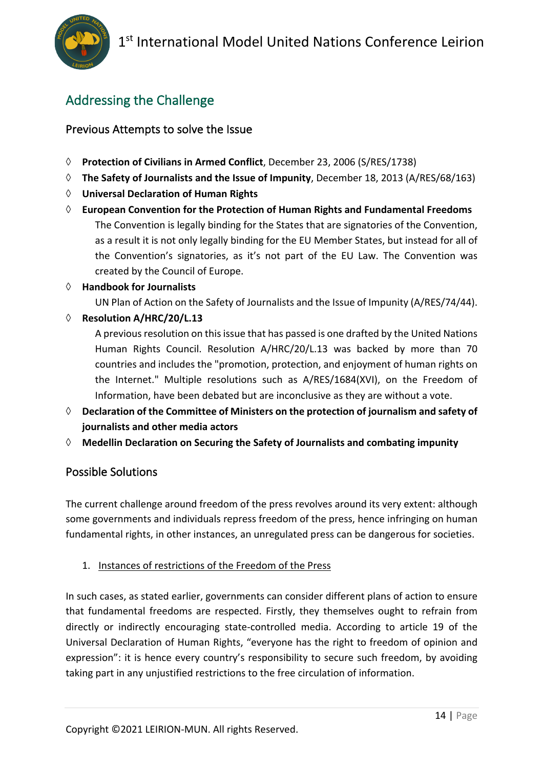## Addressing the Challenge

### Previous Attempts to solve the Issue

- **Protection of Civilians in Armed Conflict**, December 23, 2006 (S/RES/1738)
- **The Safety of Journalists and the Issue of Impunity**, December 18, 2013 (A/RES/68/163)
- **Universal Declaration of Human Rights**
- **European Convention for the Protection of Human Rights and Fundamental Freedoms**
  The Convention is legally binding for the States that are signatories of the Convention, as a result it is not only legally binding for the EU Member States, but instead for all of the Convention's signatories, as it's not part of the EU Law. The Convention was created by the Council of Europe.
- **Handbook for Journalists**
  UN Plan of Action on the Safety of Journalists and the Issue of Impunity (A/RES/74/44).
- **Resolution A/HRC/20/L.13**
  A previous resolution on this issue that has passed is one drafted by the United Nations Human Rights Council. Resolution A/HRC/20/L.13 was backed by more than 70 countries and includes the "promotion, protection, and enjoyment of human rights on the Internet." Multiple resolutions such as A/RES/1684(XVI), on the Freedom of Information, have been debated but are inconclusive as they are without a vote.
- **Declaration of the Committee of Ministers on the protection of journalism and safety of journalists and other media actors**
- **Medellin Declaration on Securing the Safety of Journalists and combating impunity**

### Possible Solutions

The current challenge around freedom of the press revolves around its very extent: although some governments and individuals repress freedom of the press, hence infringing on human fundamental rights, in other instances, an unregulated press can be dangerous for societies.

1. Instances of restrictions of the Freedom of the Press

In such cases, as stated earlier, governments can consider different plans of action to ensure that fundamental freedoms are respected. Firstly, they themselves ought to refrain from directly or indirectly encouraging state-controlled media. According to article 19 of the Universal Declaration of Human Rights, "everyone has the right to freedom of opinion and expression": it is hence every country's responsibility to secure such freedom, by avoiding taking part in any unjustified restrictions to the free circulation of information.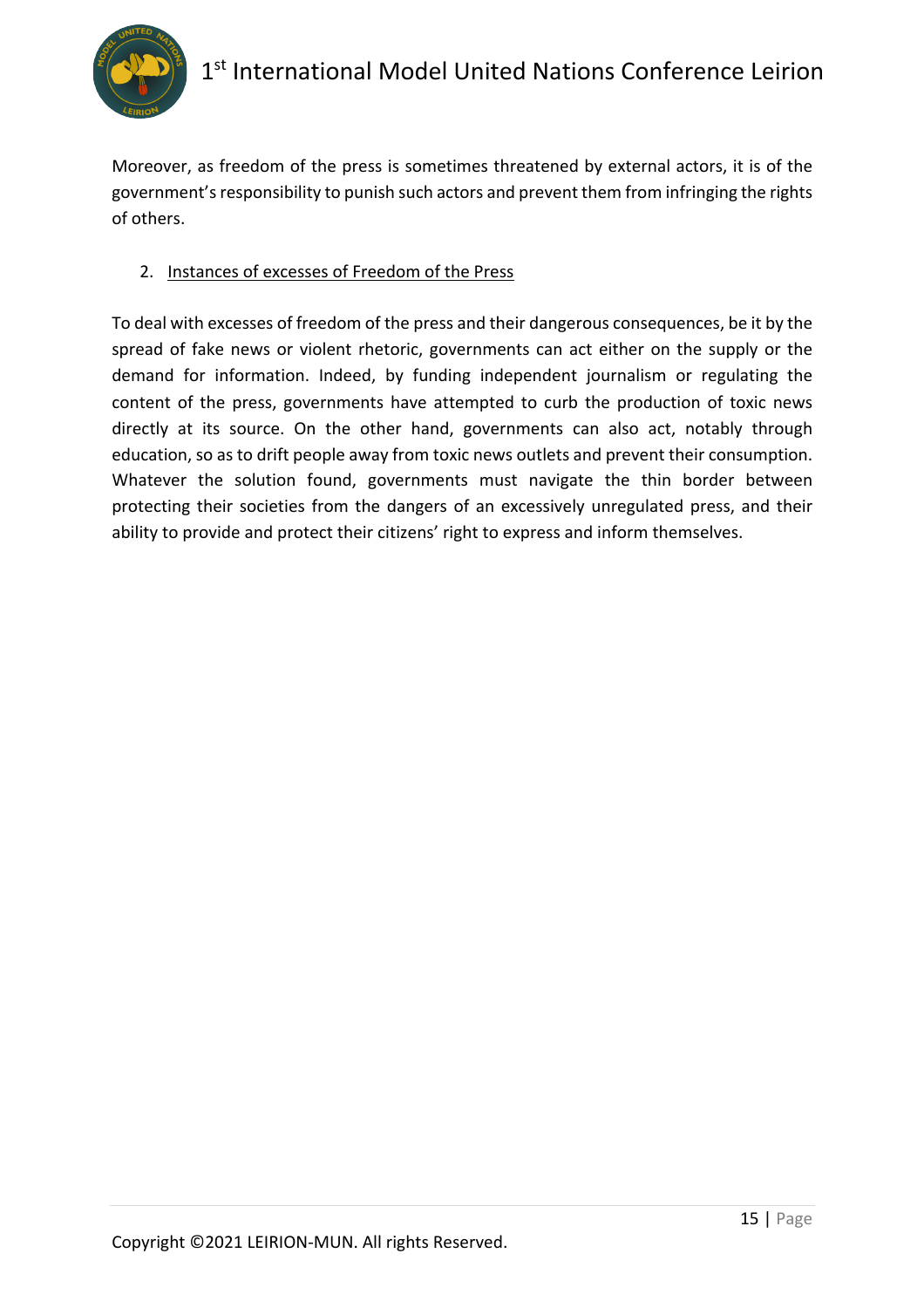Moreover, as freedom of the press is sometimes threatened by external actors, it is of the government's responsibility to punish such actors and prevent them from infringing the rights of others.

2. Instances of excesses of Freedom of the Press

To deal with excesses of freedom of the press and their dangerous consequences, be it by the spread of fake news or violent rhetoric, governments can act either on the supply or the demand for information. Indeed, by funding independent journalism or regulating the content of the press, governments have attempted to curb the production of toxic news directly at its source. On the other hand, governments can also act, notably through education, so as to drift people away from toxic news outlets and prevent their consumption. Whatever the solution found, governments must navigate the thin border between protecting their societies from the dangers of an excessively unregulated press, and their ability to provide and protect their citizens' right to express and inform themselves.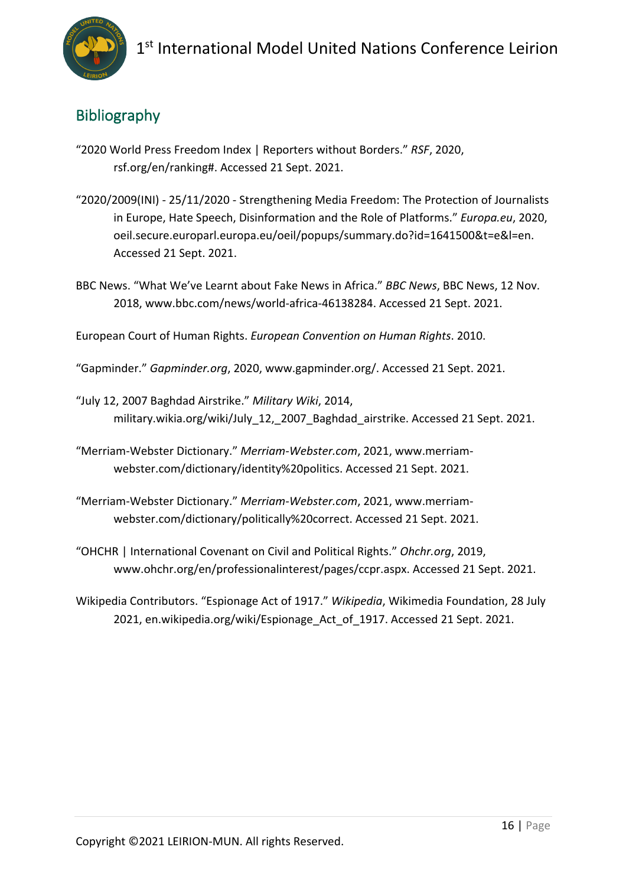## Bibliography

"2020 World Press Freedom Index | Reporters without Borders." *RSF*, 2020, rsf.org/en/ranking#. Accessed 21 Sept. 2021.

"2020/2009(INI) - 25/11/2020 - Strengthening Media Freedom: The Protection of Journalists in Europe, Hate Speech, Disinformation and the Role of Platforms." *Europa.eu*, 2020, oeil.secure.europarl.europa.eu/oeil/popups/summary.do?id=1641500&t=e&l=en. Accessed 21 Sept. 2021.

BBC News. "What We've Learnt about Fake News in Africa." *BBC News*, BBC News, 12 Nov. 2018, www.bbc.com/news/world-africa-46138284. Accessed 21 Sept. 2021.

European Court of Human Rights. *European Convention on Human Rights*. 2010.

"Gapminder." *Gapminder.org*, 2020, www.gapminder.org/. Accessed 21 Sept. 2021.

"July 12, 2007 Baghdad Airstrike." *Military Wiki*, 2014, military.wikia.org/wiki/July_12,_2007_Baghdad_airstrike. Accessed 21 Sept. 2021.

"Merriam-Webster Dictionary." *Merriam-Webster.com*, 2021, www.merriam-webster.com/dictionary/identity%20politics. Accessed 21 Sept. 2021.

"Merriam-Webster Dictionary." *Merriam-Webster.com*, 2021, www.merriam-webster.com/dictionary/politically%20correct. Accessed 21 Sept. 2021.

"OHCHR | International Covenant on Civil and Political Rights." *Ohchr.org*, 2019, www.ohchr.org/en/professionalinterest/pages/ccpr.aspx. Accessed 21 Sept. 2021.

Wikipedia Contributors. "Espionage Act of 1917." *Wikipedia*, Wikimedia Foundation, 28 July 2021, en.wikipedia.org/wiki/Espionage_Act_of_1917. Accessed 21 Sept. 2021.